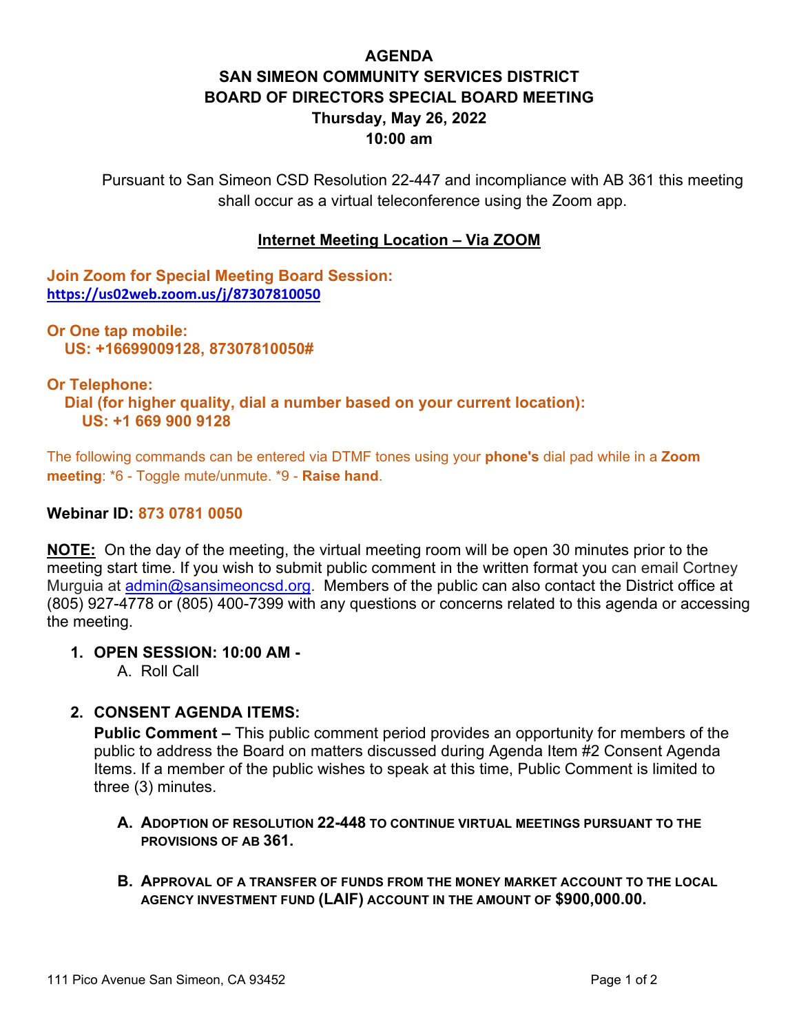# AGENDA
# SAN SIMEON COMMUNITY SERVICES DISTRICT
# BOARD OF DIRECTORS SPECIAL BOARD MEETING
## Thursday, May 26, 2022
## 10:00 am

Pursuant to San Simeon CSD Resolution 22-447 and incompliance with AB 361 this meeting shall occur as a virtual teleconference using the Zoom app.

**Internet Meeting Location – Via ZOOM**

**Join Zoom for Special Meeting Board Session:**
**https://us02web.zoom.us/j/87307810050**

**Or One tap mobile:**
**US: +16699009128, 87307810050#**

**Or Telephone:**
**Dial (for higher quality, dial a number based on your current location):**
**US: +1 669 900 9128**

The following commands can be entered via DTMF tones using your **phone's** dial pad while in a **Zoom meeting**: *6 - Toggle mute/unmute. *9 - **Raise hand**.

**Webinar ID: 873 0781 0050**

**NOTE:** On the day of the meeting, the virtual meeting room will be open 30 minutes prior to the meeting start time. If you wish to submit public comment in the written format you can email Cortney Murguia at admin@sansimeoncsd.org. Members of the public can also contact the District office at (805) 927-4778 or (805) 400-7399 with any questions or concerns related to this agenda or accessing the meeting.

1. **OPEN SESSION: 10:00 AM -**
   A. Roll Call

2. **CONSENT AGENDA ITEMS:**
   **Public Comment –** This public comment period provides an opportunity for members of the public to address the Board on matters discussed during Agenda Item #2 Consent Agenda Items. If a member of the public wishes to speak at this time, Public Comment is limited to three (3) minutes.

   A. **ADOPTION OF RESOLUTION 22-448 TO CONTINUE VIRTUAL MEETINGS PURSUANT TO THE PROVISIONS OF AB 361.**

   B. **APPROVAL OF A TRANSFER OF FUNDS FROM THE MONEY MARKET ACCOUNT TO THE LOCAL AGENCY INVESTMENT FUND (LAIF) ACCOUNT IN THE AMOUNT OF $900,000.00.**

111 Pico Avenue San Simeon, CA 93452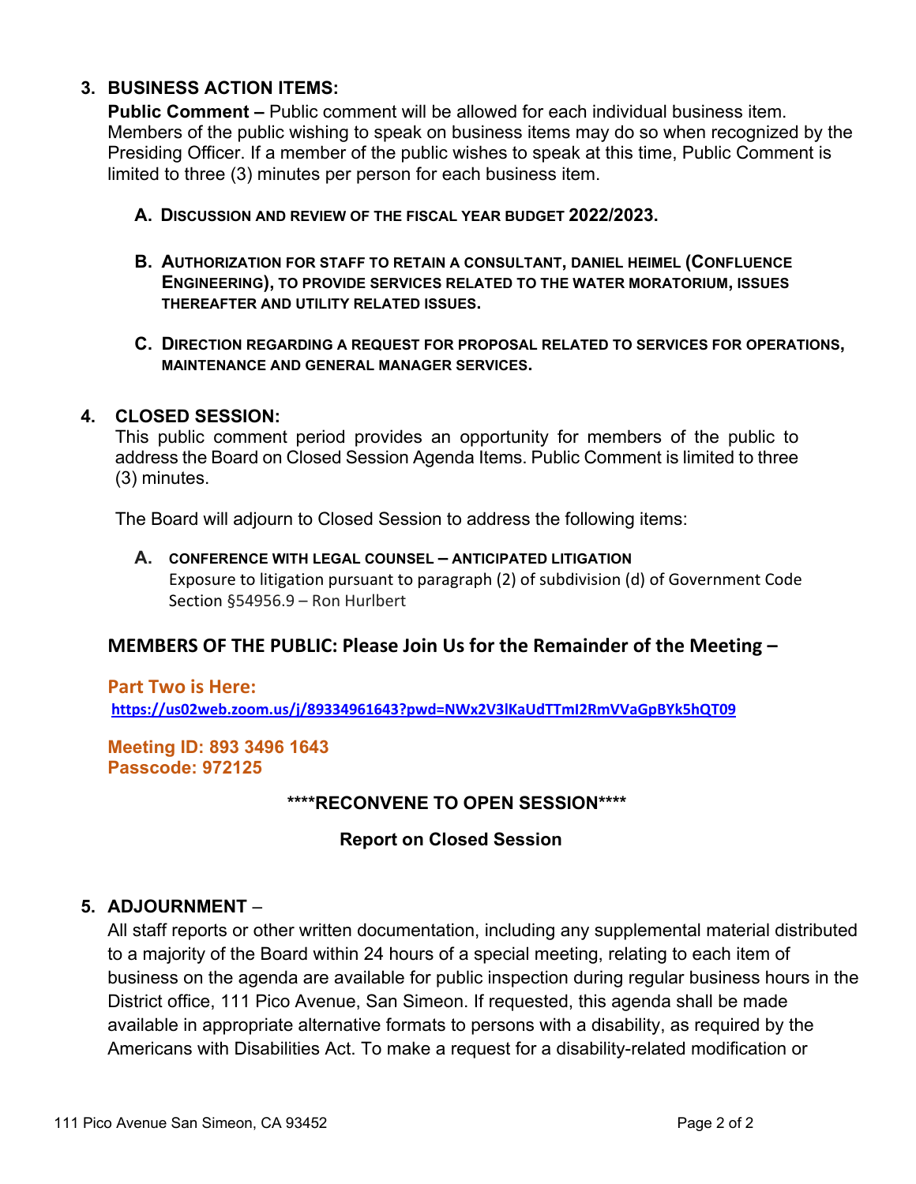## 3. BUSINESS ACTION ITEMS:

**Public Comment –** Public comment will be allowed for each individual business item. Members of the public wishing to speak on business items may do so when recognized by the Presiding Officer. If a member of the public wishes to speak at this time, Public Comment is limited to three (3) minutes per person for each business item.

**A. DISCUSSION AND REVIEW OF THE FISCAL YEAR BUDGET 2022/2023.**

**B. AUTHORIZATION FOR STAFF TO RETAIN A CONSULTANT, DANIEL HEIMEL (CONFLUENCE ENGINEERING), TO PROVIDE SERVICES RELATED TO THE WATER MORATORIUM, ISSUES THEREAFTER AND UTILITY RELATED ISSUES.**

**C. DIRECTION REGARDING A REQUEST FOR PROPOSAL RELATED TO SERVICES FOR OPERATIONS, MAINTENANCE AND GENERAL MANAGER SERVICES.**

## 4. CLOSED SESSION:

This public comment period provides an opportunity for members of the public to address the Board on Closed Session Agenda Items. Public Comment is limited to three (3) minutes.

The Board will adjourn to Closed Session to address the following items:

**A. CONFERENCE WITH LEGAL COUNSEL – ANTICIPATED LITIGATION**
Exposure to litigation pursuant to paragraph (2) of subdivision (d) of Government Code Section §54956.9 – Ron Hurlbert

**MEMBERS OF THE PUBLIC: Please Join Us for the Remainder of the Meeting –**

**Part Two is Here:**
**https://us02web.zoom.us/j/89334961643?pwd=NWx2V3lKaUdTTmI2RmVVaGpBYk5hQT09**

**Meeting ID: 893 3496 1643**
**Passcode: 972125**

**\*\*\*\*RECONVENE TO OPEN SESSION\*\*\*\***

**Report on Closed Session**

## 5. ADJOURNMENT –

All staff reports or other written documentation, including any supplemental material distributed to a majority of the Board within 24 hours of a special meeting, relating to each item of business on the agenda are available for public inspection during regular business hours in the District office, 111 Pico Avenue, San Simeon. If requested, this agenda shall be made available in appropriate alternative formats to persons with a disability, as required by the Americans with Disabilities Act. To make a request for a disability-related modification or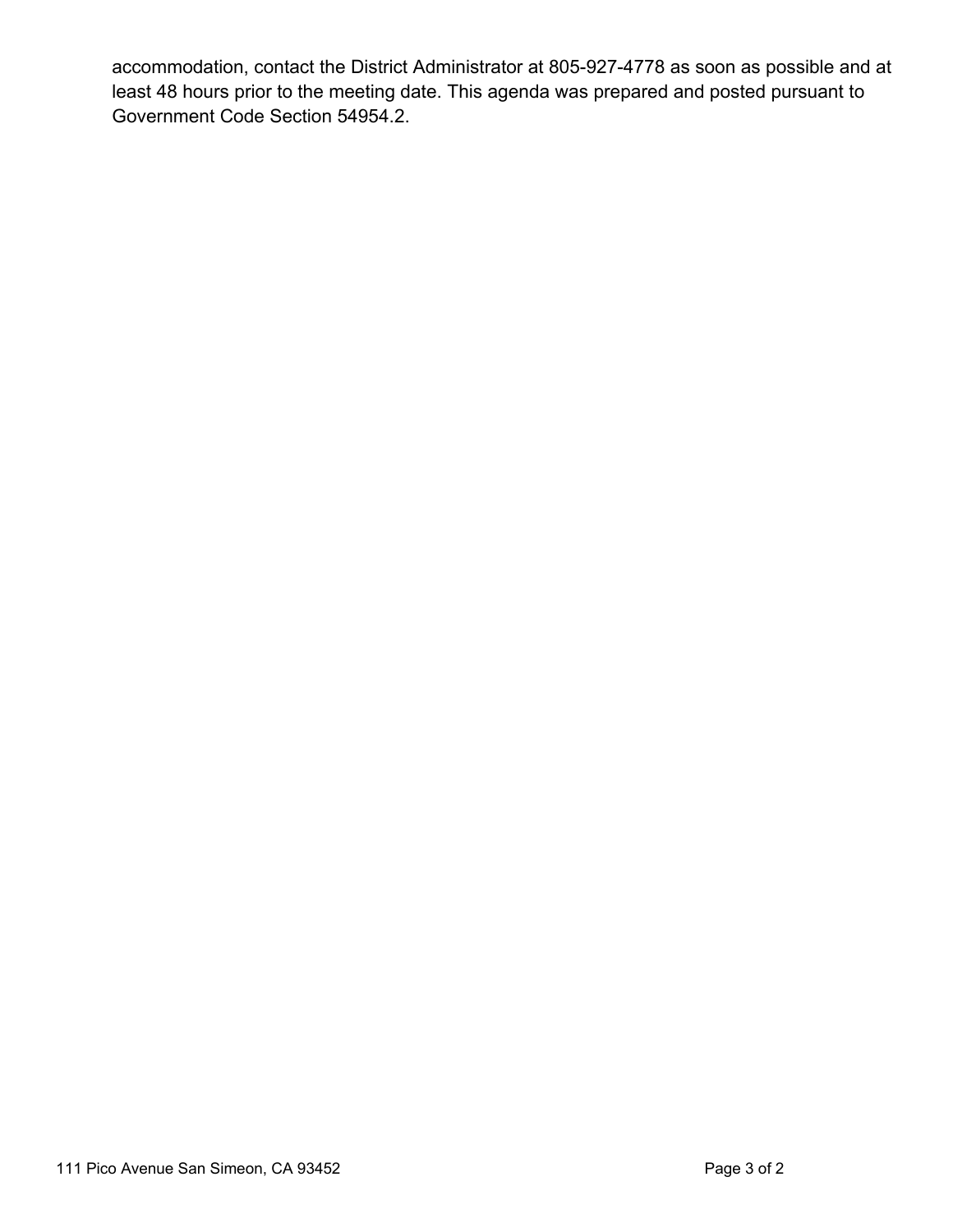accommodation, contact the District Administrator at 805-927-4778 as soon as possible and at least 48 hours prior to the meeting date. This agenda was prepared and posted pursuant to Government Code Section 54954.2.